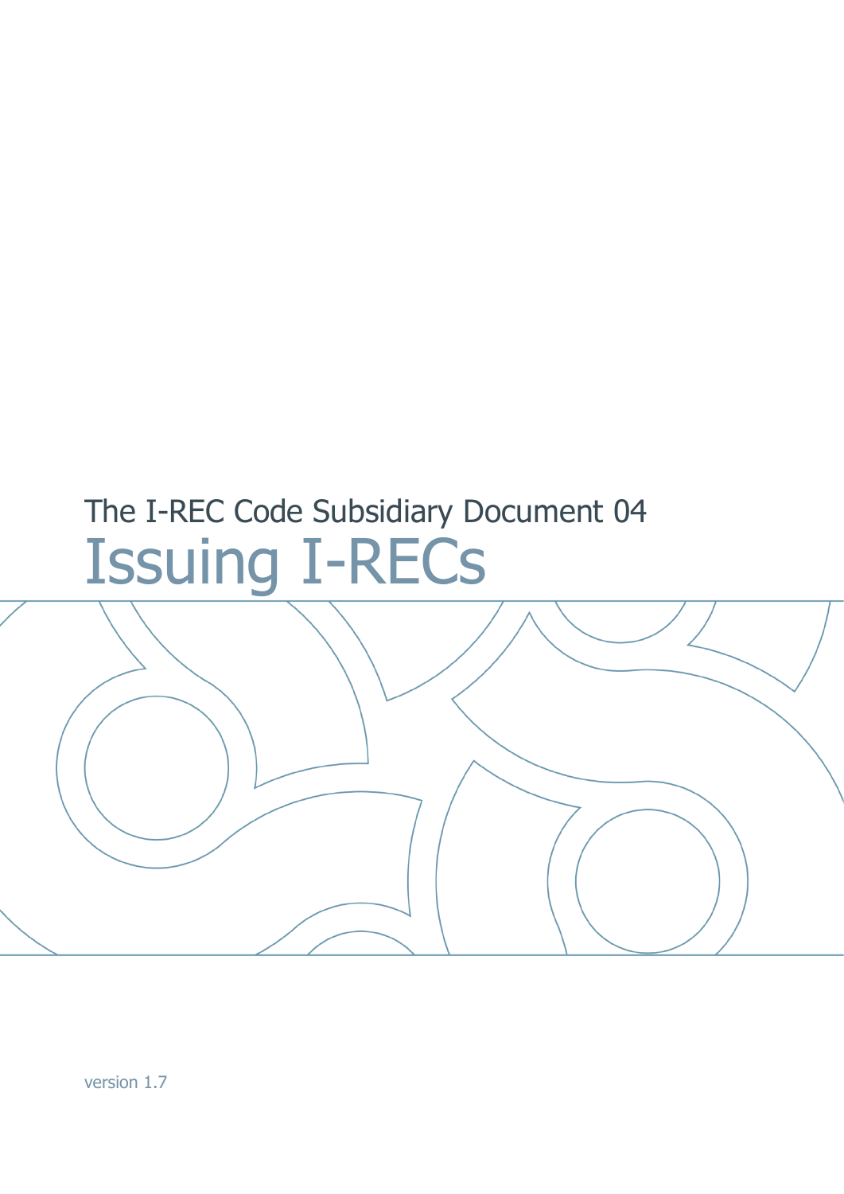The I-REC Code Subsidiary Document 04

# Issuing I-RECs

version 1.7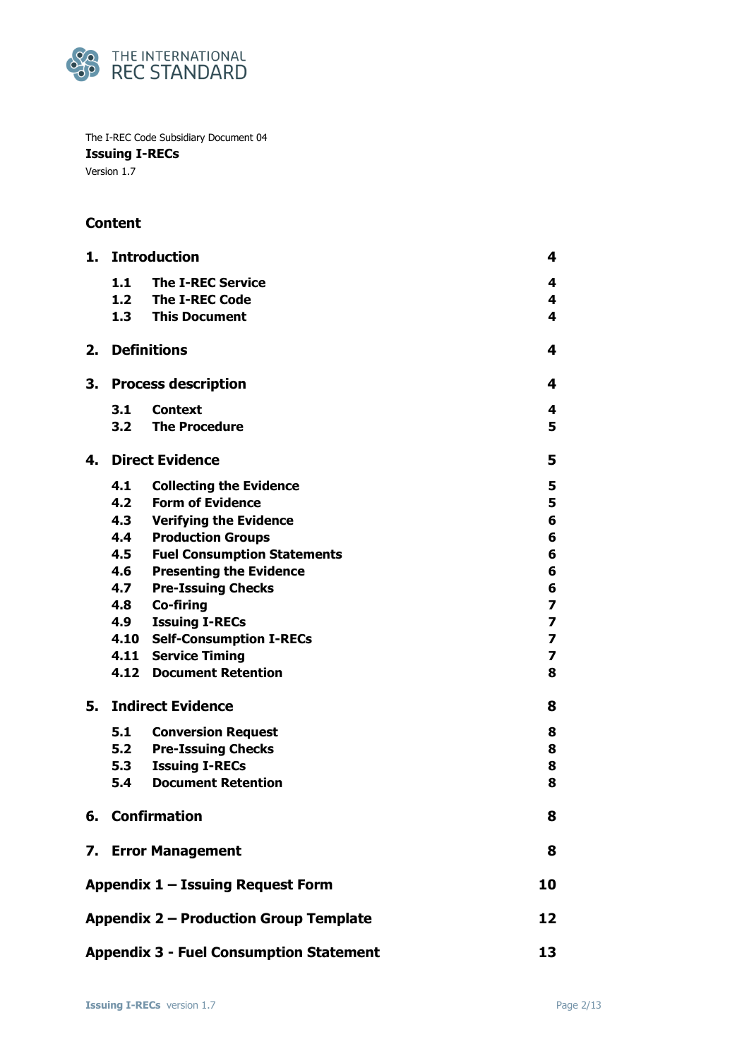THE INTERNATIONAL REC STANDARD

The I-REC Code Subsidiary Document 04

**Issuing I-RECs**

Version 1.7

## Content

| | | |
|---|---|---|
| **1.** | **Introduction** | **4** |
| 1.1 | The I-REC Service | 4 |
| 1.2 | The I-REC Code | 4 |
| 1.3 | This Document | 4 |
| **2.** | **Definitions** | **4** |
| **3.** | **Process description** | **4** |
| 3.1 | Context | 4 |
| 3.2 | The Procedure | 5 |
| **4.** | **Direct Evidence** | **5** |
| 4.1 | Collecting the Evidence | 5 |
| 4.2 | Form of Evidence | 5 |
| 4.3 | Verifying the Evidence | 6 |
| 4.4 | Production Groups | 6 |
| 4.5 | Fuel Consumption Statements | 6 |
| 4.6 | Presenting the Evidence | 6 |
| 4.7 | Pre-Issuing Checks | 6 |
| 4.8 | Co-firing | 7 |
| 4.9 | Issuing I-RECs | 7 |
| 4.10 | Self-Consumption I-RECs | 7 |
| 4.11 | Service Timing | 7 |
| 4.12 | Document Retention | 8 |
| **5.** | **Indirect Evidence** | **8** |
| 5.1 | Conversion Request | 8 |
| 5.2 | Pre-Issuing Checks | 8 |
| 5.3 | Issuing I-RECs | 8 |
| 5.4 | Document Retention | 8 |
| **6.** | **Confirmation** | **8** |
| **7.** | **Error Management** | **8** |
| | **Appendix 1 – Issuing Request Form** | **10** |
| | **Appendix 2 – Production Group Template** | **12** |
| | **Appendix 3 - Fuel Consumption Statement** | **13** |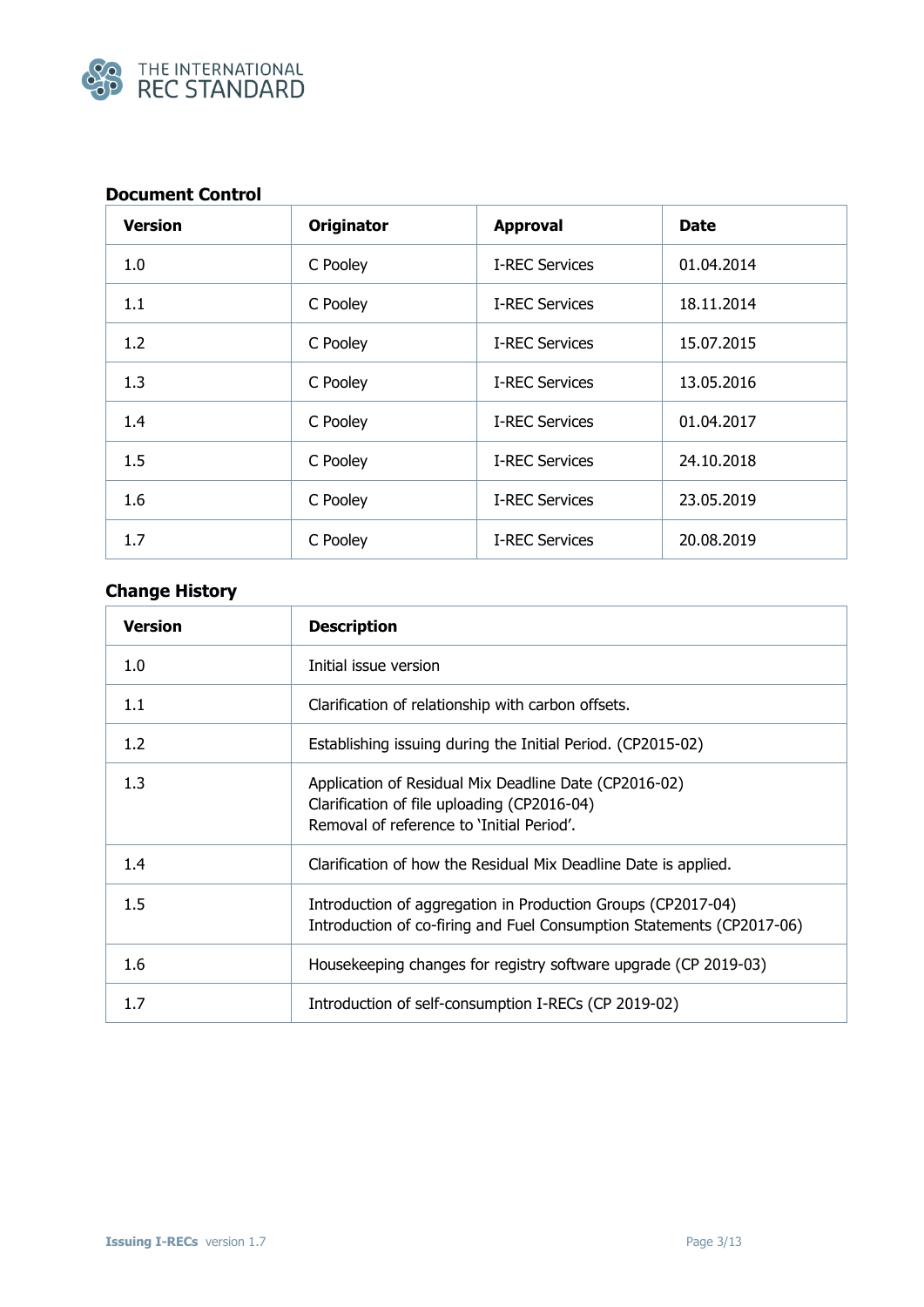### Document Control

| Version | Originator | Approval | Date |
|---|---|---|---|
| 1.0 | C Pooley | I-REC Services | 01.04.2014 |
| 1.1 | C Pooley | I-REC Services | 18.11.2014 |
| 1.2 | C Pooley | I-REC Services | 15.07.2015 |
| 1.3 | C Pooley | I-REC Services | 13.05.2016 |
| 1.4 | C Pooley | I-REC Services | 01.04.2017 |
| 1.5 | C Pooley | I-REC Services | 24.10.2018 |
| 1.6 | C Pooley | I-REC Services | 23.05.2019 |
| 1.7 | C Pooley | I-REC Services | 20.08.2019 |

### Change History

| Version | Description |
|---|---|
| 1.0 | Initial issue version |
| 1.1 | Clarification of relationship with carbon offsets. |
| 1.2 | Establishing issuing during the Initial Period. (CP2015-02) |
| 1.3 | Application of Residual Mix Deadline Date (CP2016-02)<br>Clarification of file uploading (CP2016-04)<br>Removal of reference to 'Initial Period'. |
| 1.4 | Clarification of how the Residual Mix Deadline Date is applied. |
| 1.5 | Introduction of aggregation in Production Groups (CP2017-04)<br>Introduction of co-firing and Fuel Consumption Statements (CP2017-06) |
| 1.6 | Housekeeping changes for registry software upgrade (CP 2019-03) |
| 1.7 | Introduction of self-consumption I-RECs (CP 2019-02) |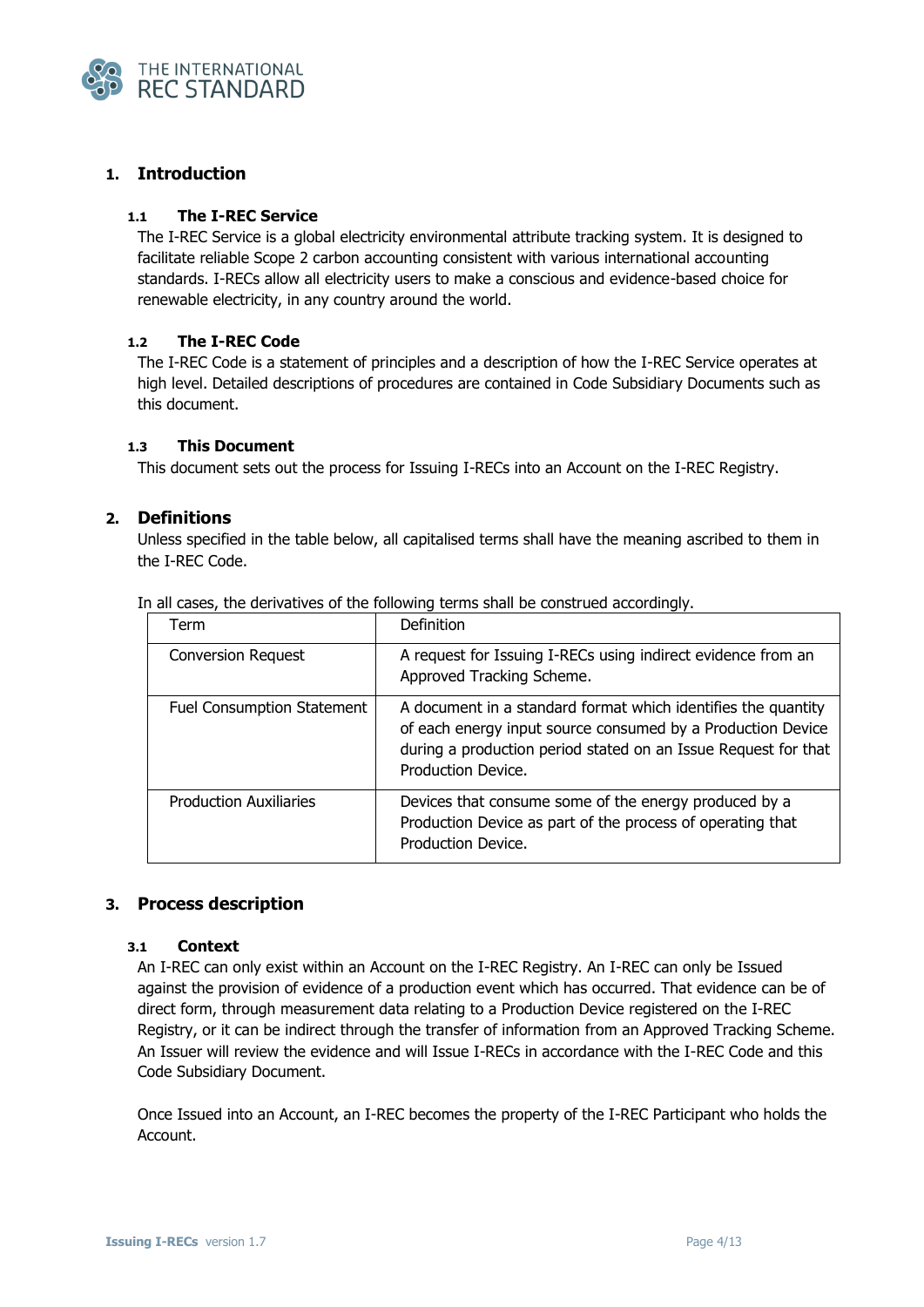## 1. Introduction

### 1.1 The I-REC Service

The I-REC Service is a global electricity environmental attribute tracking system. It is designed to facilitate reliable Scope 2 carbon accounting consistent with various international accounting standards. I-RECs allow all electricity users to make a conscious and evidence-based choice for renewable electricity, in any country around the world.

### 1.2 The I-REC Code

The I-REC Code is a statement of principles and a description of how the I-REC Service operates at high level. Detailed descriptions of procedures are contained in Code Subsidiary Documents such as this document.

### 1.3 This Document

This document sets out the process for Issuing I-RECs into an Account on the I-REC Registry.

## 2. Definitions

Unless specified in the table below, all capitalised terms shall have the meaning ascribed to them in the I-REC Code.

In all cases, the derivatives of the following terms shall be construed accordingly.

| Term | Definition |
|---|---|
| Conversion Request | A request for Issuing I-RECs using indirect evidence from an Approved Tracking Scheme. |
| Fuel Consumption Statement | A document in a standard format which identifies the quantity of each energy input source consumed by a Production Device during a production period stated on an Issue Request for that Production Device. |
| Production Auxiliaries | Devices that consume some of the energy produced by a Production Device as part of the process of operating that Production Device. |

## 3. Process description

### 3.1 Context

An I-REC can only exist within an Account on the I-REC Registry. An I-REC can only be Issued against the provision of evidence of a production event which has occurred. That evidence can be of direct form, through measurement data relating to a Production Device registered on the I-REC Registry, or it can be indirect through the transfer of information from an Approved Tracking Scheme. An Issuer will review the evidence and will Issue I-RECs in accordance with the I-REC Code and this Code Subsidiary Document.

Once Issued into an Account, an I-REC becomes the property of the I-REC Participant who holds the Account.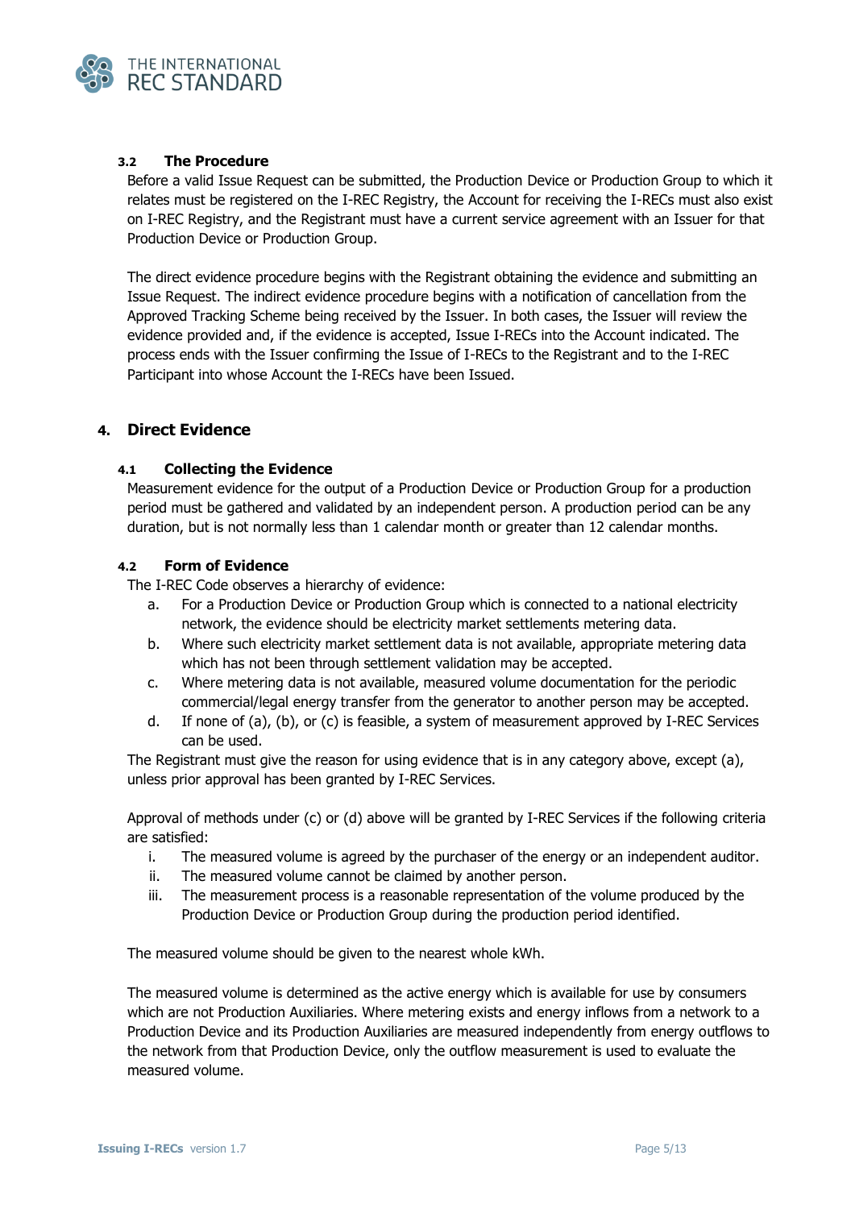### 3.2 The Procedure

Before a valid Issue Request can be submitted, the Production Device or Production Group to which it relates must be registered on the I-REC Registry, the Account for receiving the I-RECs must also exist on I-REC Registry, and the Registrant must have a current service agreement with an Issuer for that Production Device or Production Group.

The direct evidence procedure begins with the Registrant obtaining the evidence and submitting an Issue Request. The indirect evidence procedure begins with a notification of cancellation from the Approved Tracking Scheme being received by the Issuer. In both cases, the Issuer will review the evidence provided and, if the evidence is accepted, Issue I-RECs into the Account indicated. The process ends with the Issuer confirming the Issue of I-RECs to the Registrant and to the I-REC Participant into whose Account the I-RECs have been Issued.

## 4. Direct Evidence

### 4.1 Collecting the Evidence

Measurement evidence for the output of a Production Device or Production Group for a production period must be gathered and validated by an independent person. A production period can be any duration, but is not normally less than 1 calendar month or greater than 12 calendar months.

### 4.2 Form of Evidence

The I-REC Code observes a hierarchy of evidence:

a. For a Production Device or Production Group which is connected to a national electricity network, the evidence should be electricity market settlements metering data.
b. Where such electricity market settlement data is not available, appropriate metering data which has not been through settlement validation may be accepted.
c. Where metering data is not available, measured volume documentation for the periodic commercial/legal energy transfer from the generator to another person may be accepted.
d. If none of (a), (b), or (c) is feasible, a system of measurement approved by I-REC Services can be used.

The Registrant must give the reason for using evidence that is in any category above, except (a), unless prior approval has been granted by I-REC Services.

Approval of methods under (c) or (d) above will be granted by I-REC Services if the following criteria are satisfied:

i. The measured volume is agreed by the purchaser of the energy or an independent auditor.
ii. The measured volume cannot be claimed by another person.
iii. The measurement process is a reasonable representation of the volume produced by the Production Device or Production Group during the production period identified.

The measured volume should be given to the nearest whole kWh.

The measured volume is determined as the active energy which is available for use by consumers which are not Production Auxiliaries. Where metering exists and energy inflows from a network to a Production Device and its Production Auxiliaries are measured independently from energy outflows to the network from that Production Device, only the outflow measurement is used to evaluate the measured volume.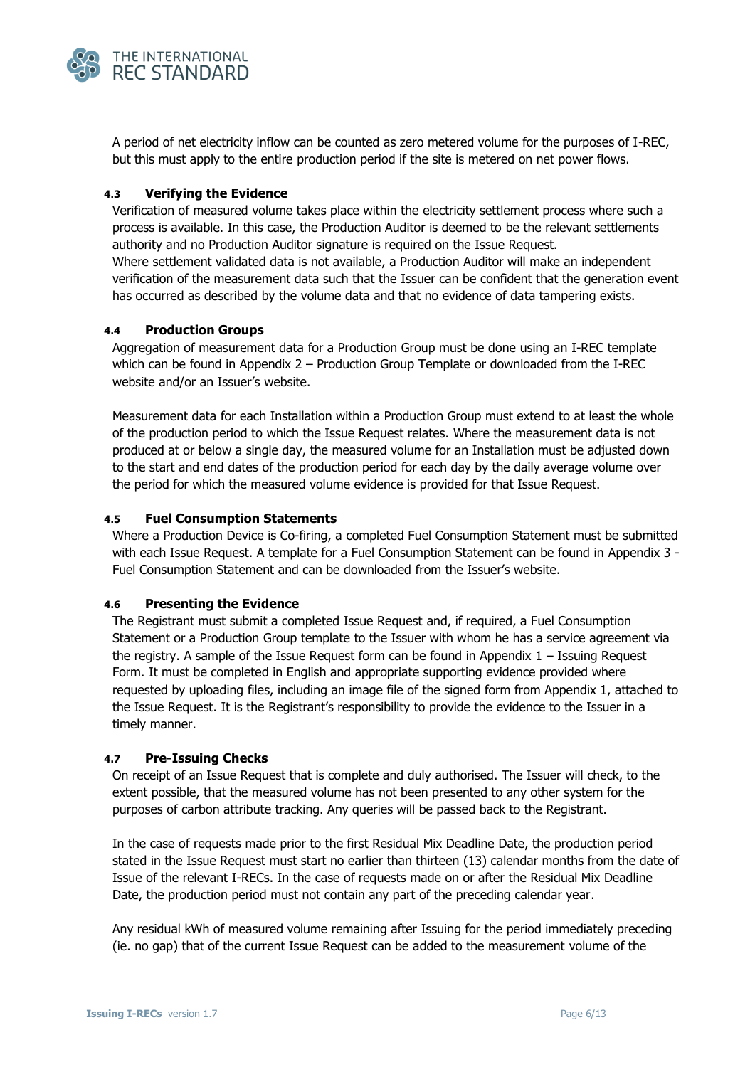A period of net electricity inflow can be counted as zero metered volume for the purposes of I-REC, but this must apply to the entire production period if the site is metered on net power flows.

### 4.3 Verifying the Evidence

Verification of measured volume takes place within the electricity settlement process where such a process is available. In this case, the Production Auditor is deemed to be the relevant settlements authority and no Production Auditor signature is required on the Issue Request.
Where settlement validated data is not available, a Production Auditor will make an independent verification of the measurement data such that the Issuer can be confident that the generation event has occurred as described by the volume data and that no evidence of data tampering exists.

### 4.4 Production Groups

Aggregation of measurement data for a Production Group must be done using an I-REC template which can be found in Appendix 2 – Production Group Template or downloaded from the I-REC website and/or an Issuer's website.

Measurement data for each Installation within a Production Group must extend to at least the whole of the production period to which the Issue Request relates. Where the measurement data is not produced at or below a single day, the measured volume for an Installation must be adjusted down to the start and end dates of the production period for each day by the daily average volume over the period for which the measured volume evidence is provided for that Issue Request.

### 4.5 Fuel Consumption Statements

Where a Production Device is Co-firing, a completed Fuel Consumption Statement must be submitted with each Issue Request. A template for a Fuel Consumption Statement can be found in Appendix 3 - Fuel Consumption Statement and can be downloaded from the Issuer's website.

### 4.6 Presenting the Evidence

The Registrant must submit a completed Issue Request and, if required, a Fuel Consumption Statement or a Production Group template to the Issuer with whom he has a service agreement via the registry. A sample of the Issue Request form can be found in Appendix 1 – Issuing Request Form. It must be completed in English and appropriate supporting evidence provided where requested by uploading files, including an image file of the signed form from Appendix 1, attached to the Issue Request. It is the Registrant's responsibility to provide the evidence to the Issuer in a timely manner.

### 4.7 Pre-Issuing Checks

On receipt of an Issue Request that is complete and duly authorised. The Issuer will check, to the extent possible, that the measured volume has not been presented to any other system for the purposes of carbon attribute tracking. Any queries will be passed back to the Registrant.

In the case of requests made prior to the first Residual Mix Deadline Date, the production period stated in the Issue Request must start no earlier than thirteen (13) calendar months from the date of Issue of the relevant I-RECs. In the case of requests made on or after the Residual Mix Deadline Date, the production period must not contain any part of the preceding calendar year.

Any residual kWh of measured volume remaining after Issuing for the period immediately preceding (ie. no gap) that of the current Issue Request can be added to the measurement volume of the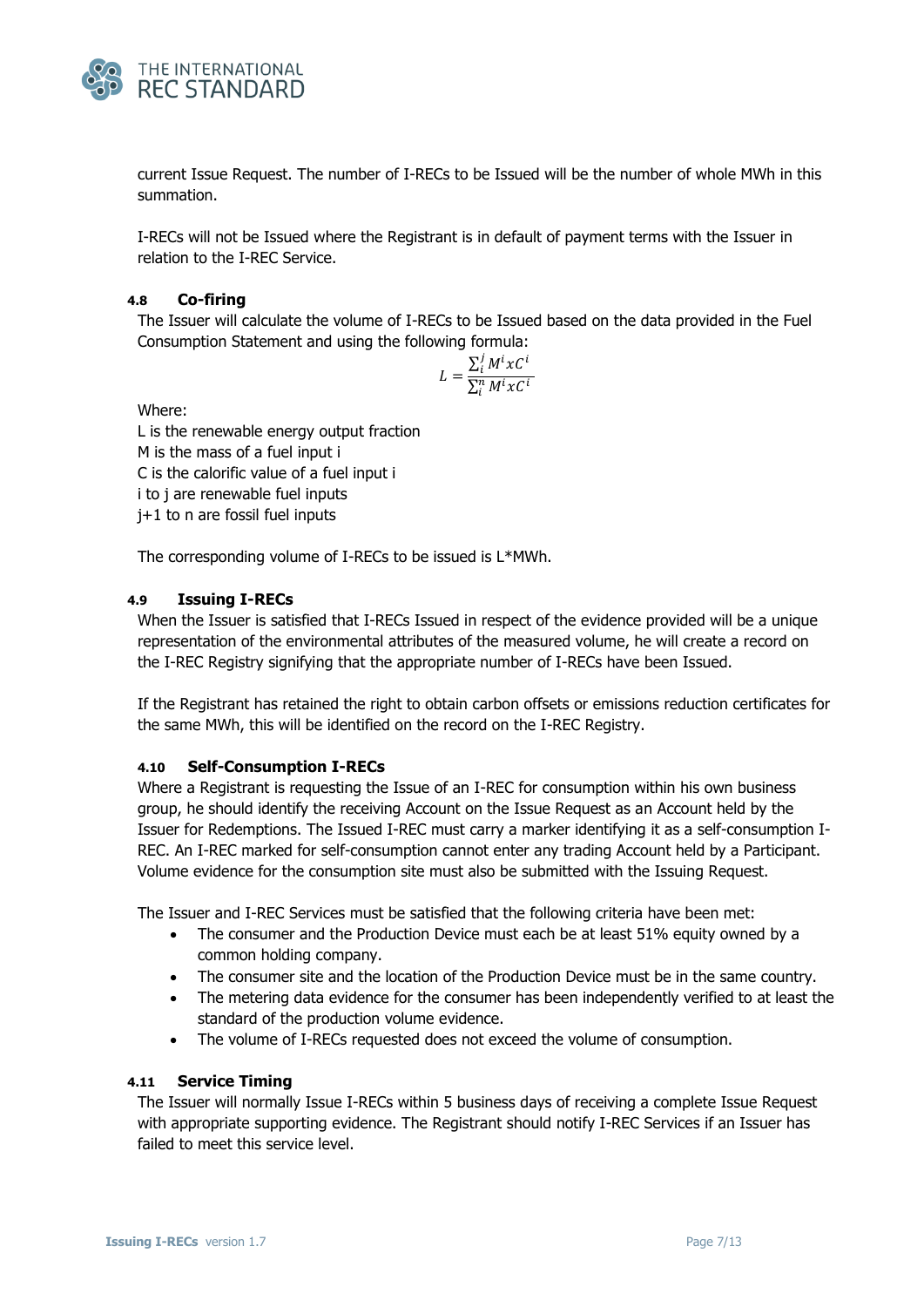current Issue Request. The number of I-RECs to be Issued will be the number of whole MWh in this summation.

I-RECs will not be Issued where the Registrant is in default of payment terms with the Issuer in relation to the I-REC Service.

### 4.8 Co-firing

The Issuer will calculate the volume of I-RECs to be Issued based on the data provided in the Fuel Consumption Statement and using the following formula:

$$L = \frac{\sum_{i}^{j} M^{i} x C^{i}}{\sum_{i}^{n} M^{i} x C^{i}}$$

Where:

L is the renewable energy output fraction
M is the mass of a fuel input i
C is the calorific value of a fuel input i
i to j are renewable fuel inputs
j+1 to n are fossil fuel inputs

The corresponding volume of I-RECs to be issued is L*MWh.

### 4.9 Issuing I-RECs

When the Issuer is satisfied that I-RECs Issued in respect of the evidence provided will be a unique representation of the environmental attributes of the measured volume, he will create a record on the I-REC Registry signifying that the appropriate number of I-RECs have been Issued.

If the Registrant has retained the right to obtain carbon offsets or emissions reduction certificates for the same MWh, this will be identified on the record on the I-REC Registry.

### 4.10 Self-Consumption I-RECs

Where a Registrant is requesting the Issue of an I-REC for consumption within his own business group, he should identify the receiving Account on the Issue Request as an Account held by the Issuer for Redemptions. The Issued I-REC must carry a marker identifying it as a self-consumption I-REC. An I-REC marked for self-consumption cannot enter any trading Account held by a Participant. Volume evidence for the consumption site must also be submitted with the Issuing Request.

The Issuer and I-REC Services must be satisfied that the following criteria have been met:

- The consumer and the Production Device must each be at least 51% equity owned by a common holding company.
- The consumer site and the location of the Production Device must be in the same country.
- The metering data evidence for the consumer has been independently verified to at least the standard of the production volume evidence.
- The volume of I-RECs requested does not exceed the volume of consumption.

### 4.11 Service Timing

The Issuer will normally Issue I-RECs within 5 business days of receiving a complete Issue Request with appropriate supporting evidence. The Registrant should notify I-REC Services if an Issuer has failed to meet this service level.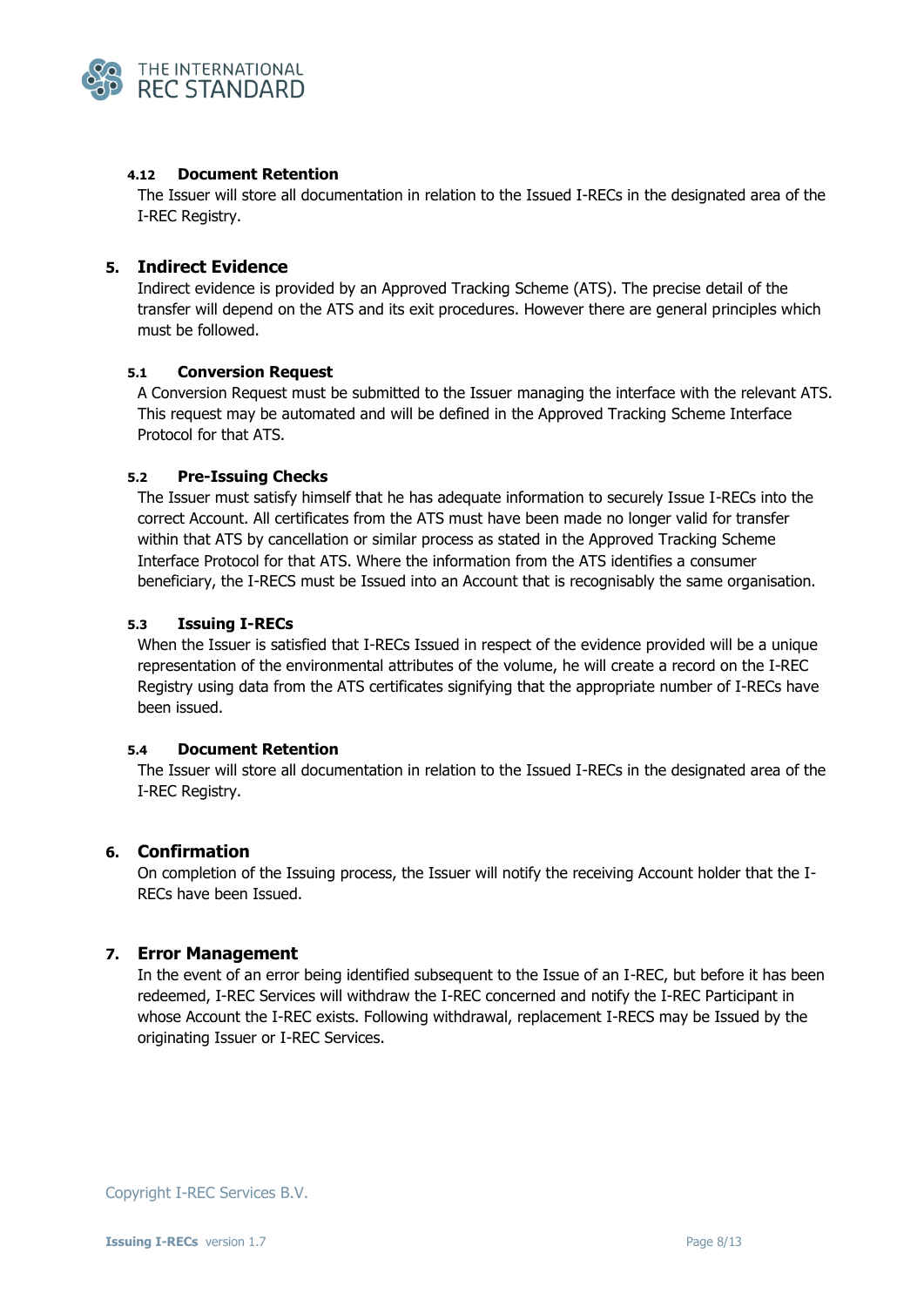### 4.12 Document Retention

The Issuer will store all documentation in relation to the Issued I-RECs in the designated area of the I-REC Registry.

## 5. Indirect Evidence

Indirect evidence is provided by an Approved Tracking Scheme (ATS). The precise detail of the transfer will depend on the ATS and its exit procedures. However there are general principles which must be followed.

### 5.1 Conversion Request

A Conversion Request must be submitted to the Issuer managing the interface with the relevant ATS. This request may be automated and will be defined in the Approved Tracking Scheme Interface Protocol for that ATS.

### 5.2 Pre-Issuing Checks

The Issuer must satisfy himself that he has adequate information to securely Issue I-RECs into the correct Account. All certificates from the ATS must have been made no longer valid for transfer within that ATS by cancellation or similar process as stated in the Approved Tracking Scheme Interface Protocol for that ATS. Where the information from the ATS identifies a consumer beneficiary, the I-RECS must be Issued into an Account that is recognisably the same organisation.

### 5.3 Issuing I-RECs

When the Issuer is satisfied that I-RECs Issued in respect of the evidence provided will be a unique representation of the environmental attributes of the volume, he will create a record on the I-REC Registry using data from the ATS certificates signifying that the appropriate number of I-RECs have been issued.

### 5.4 Document Retention

The Issuer will store all documentation in relation to the Issued I-RECs in the designated area of the I-REC Registry.

## 6. Confirmation

On completion of the Issuing process, the Issuer will notify the receiving Account holder that the I-RECs have been Issued.

## 7. Error Management

In the event of an error being identified subsequent to the Issue of an I-REC, but before it has been redeemed, I-REC Services will withdraw the I-REC concerned and notify the I-REC Participant in whose Account the I-REC exists. Following withdrawal, replacement I-RECS may be Issued by the originating Issuer or I-REC Services.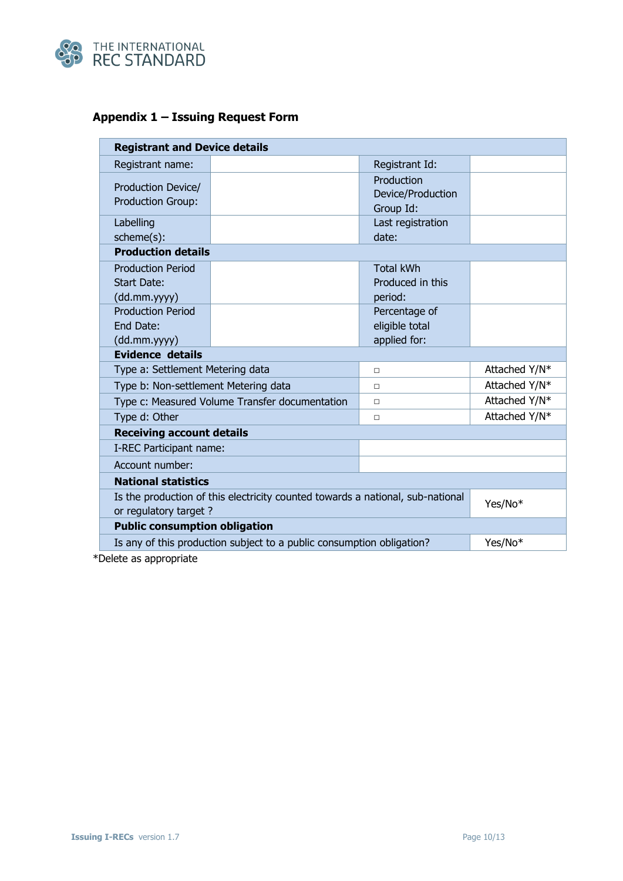## Appendix 1 – Issuing Request Form

| **Registrant and Device details** | | | |
|---|---|---|---|
| Registrant name: | | Registrant Id: | |
| Production Device/ Production Group: | | Production Device/Production Group Id: | |
| Labelling scheme(s): | | Last registration date: | |
| **Production details** | | | |
| Production Period Start Date: (dd.mm.yyyy) | | Total kWh Produced in this period: | |
| Production Period End Date: (dd.mm.yyyy) | | Percentage of eligible total applied for: | |
| **Evidence details** | | | |
| Type a: Settlement Metering data | | □ | Attached Y/N* |
| Type b: Non-settlement Metering data | | □ | Attached Y/N* |
| Type c: Measured Volume Transfer documentation | | □ | Attached Y/N* |
| Type d: Other | | □ | Attached Y/N* |
| **Receiving account details** | | | |
| I-REC Participant name: | | | |
| Account number: | | | |
| **National statistics** | | | |
| Is the production of this electricity counted towards a national, sub-national or regulatory target ? | | | Yes/No* |
| **Public consumption obligation** | | | |
| Is any of this production subject to a public consumption obligation? | | | Yes/No* |

*Delete as appropriate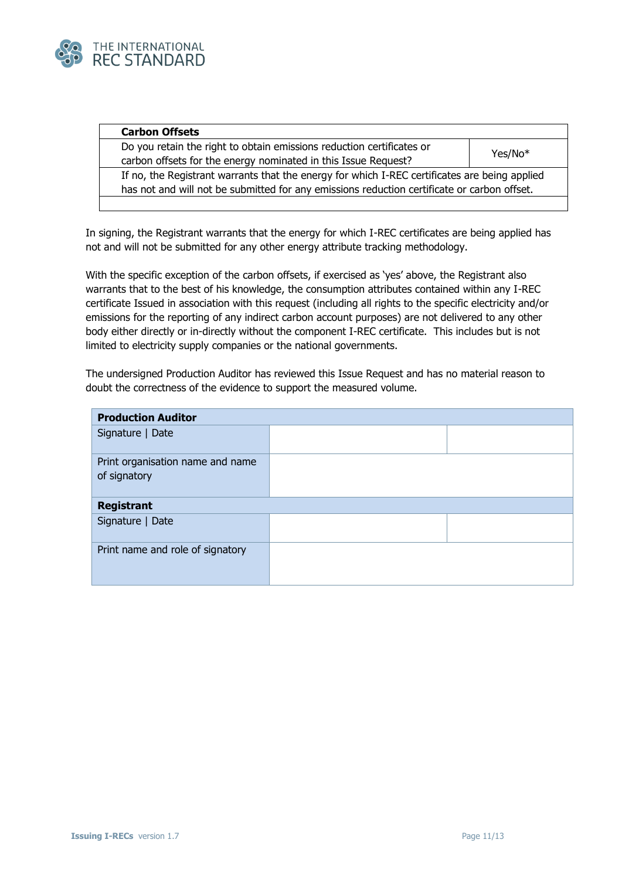| **Carbon Offsets** | |
|---|---|
| Do you retain the right to obtain emissions reduction certificates or carbon offsets for the energy nominated in this Issue Request? | Yes/No* |
| If no, the Registrant warrants that the energy for which I-REC certificates are being applied has not and will not be submitted for any emissions reduction certificate or carbon offset. | |
| | |

In signing, the Registrant warrants that the energy for which I-REC certificates are being applied has not and will not be submitted for any other energy attribute tracking methodology.

With the specific exception of the carbon offsets, if exercised as 'yes' above, the Registrant also warrants that to the best of his knowledge, the consumption attributes contained within any I-REC certificate Issued in association with this request (including all rights to the specific electricity and/or emissions for the reporting of any indirect carbon account purposes) are not delivered to any other body either directly or in-directly without the component I-REC certificate. This includes but is not limited to electricity supply companies or the national governments.

The undersigned Production Auditor has reviewed this Issue Request and has no material reason to doubt the correctness of the evidence to support the measured volume.

| **Production Auditor** | | |
|---|---|---|
| Signature \| Date | | |
| Print organisation name and name of signatory | | |
| **Registrant** | | |
| Signature \| Date | | |
| Print name and role of signatory | | |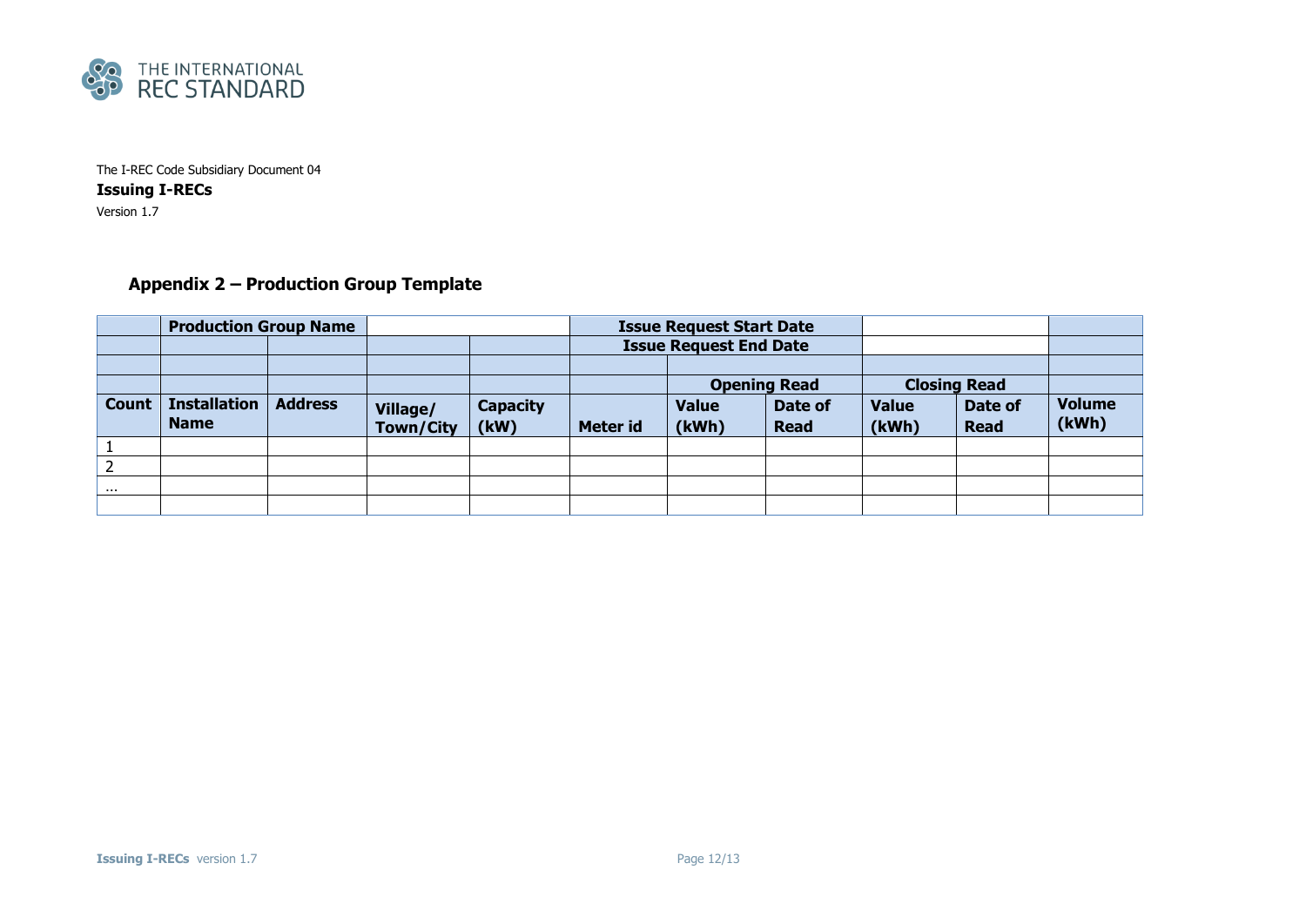The I-REC Code Subsidiary Document 04

**Issuing I-RECs**

Version 1.7

## Appendix 2 – Production Group Template

| | **Production Group Name** | | | | **Issue Request Start Date** | | | | | |
|---|---|---|---|---|---|---|---|---|---|---|
| | | | | | **Issue Request End Date** | | | | | |
| | | | | | | | | | | |
| | | | | | | **Opening Read** | | **Closing Read** | | |
| **Count** | **Installation Name** | **Address** | **Village/ Town/City** | **Capacity (kW)** | **Meter id** | **Value (kWh)** | **Date of Read** | **Value (kWh)** | **Date of Read** | **Volume (kWh)** |
| 1 | | | | | | | | | | |
| 2 | | | | | | | | | | |
| … | | | | | | | | | | |
| | | | | | | | | | | |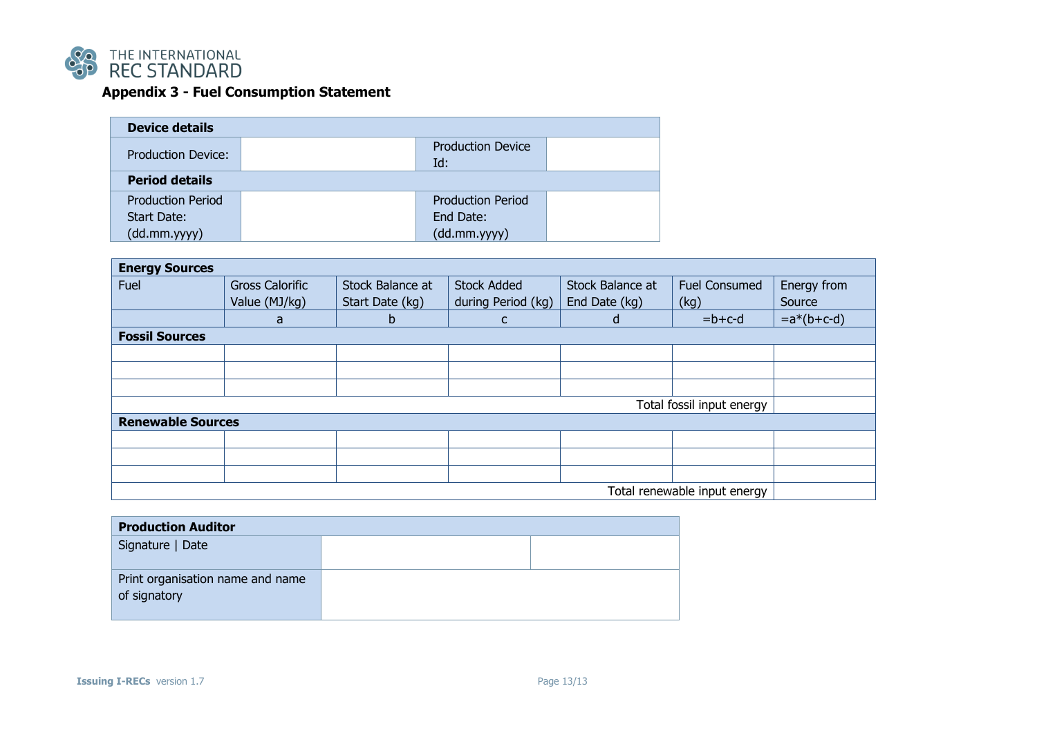THE INTERNATIONAL REC STANDARD

## Appendix 3 - Fuel Consumption Statement

| **Device details** | | | |
|---|---|---|---|
| Production Device: | | Production Device Id: | |
| **Period details** | | | |
| Production Period Start Date: (dd.mm.yyyy) | | Production Period End Date: (dd.mm.yyyy) | |

| **Energy Sources** | | | | | | |
|---|---|---|---|---|---|---|
| Fuel | Gross Calorific Value (MJ/kg) | Stock Balance at Start Date (kg) | Stock Added during Period (kg) | Stock Balance at End Date (kg) | Fuel Consumed (kg) | Energy from Source |
| | a | b | c | d | =b+c-d | =a*(b+c-d) |
| **Fossil Sources** | | | | | | |
| | | | | | | |
| | | | | | | |
| | | | | | | |
| | | | | | Total fossil input energy | |
| **Renewable Sources** | | | | | | |
| | | | | | | |
| | | | | | | |
| | | | | | | |
| | | | | | Total renewable input energy | |

| **Production Auditor** | | |
|---|---|---|
| Signature \| Date | | |
| Print organisation name and name of signatory | | |